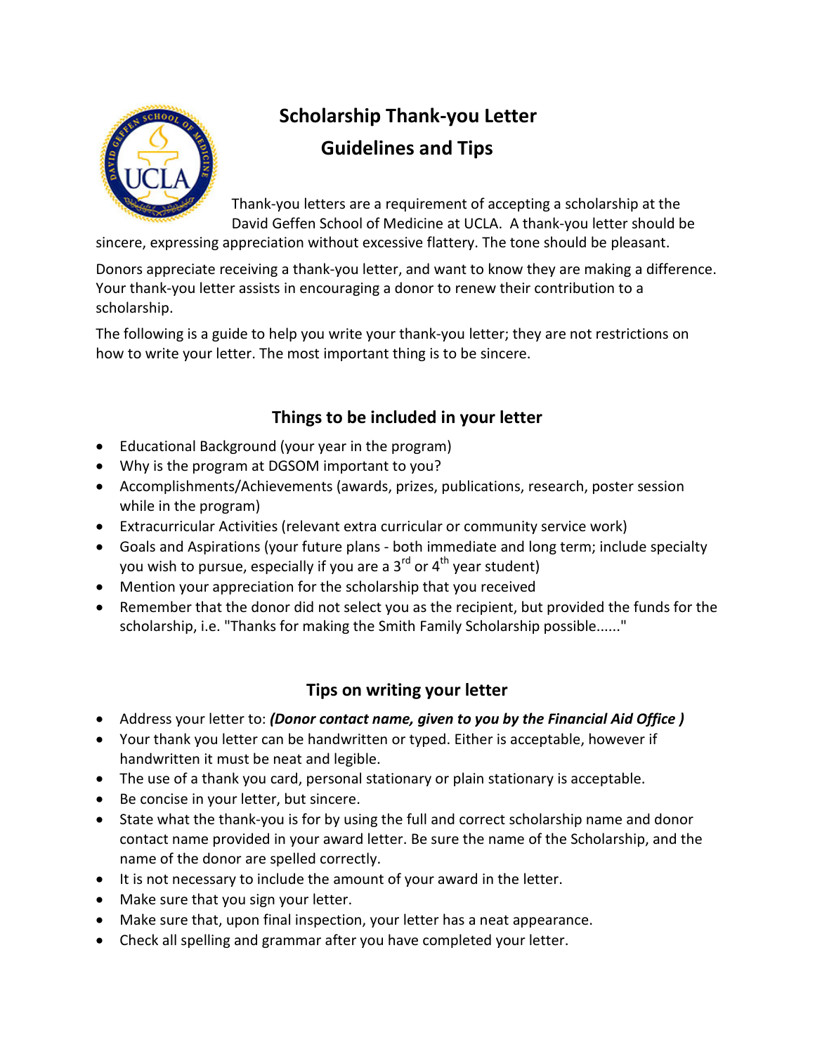# Scholarship Thank-you Letter
# Guidelines and Tips

Thank-you letters are a requirement of accepting a scholarship at the David Geffen School of Medicine at UCLA. A thank-you letter should be sincere, expressing appreciation without excessive flattery. The tone should be pleasant.

Donors appreciate receiving a thank-you letter, and want to know they are making a difference. Your thank-you letter assists in encouraging a donor to renew their contribution to a scholarship.

The following is a guide to help you write your thank-you letter; they are not restrictions on how to write your letter. The most important thing is to be sincere.

## Things to be included in your letter

- Educational Background (your year in the program)
- Why is the program at DGSOM important to you?
- Accomplishments/Achievements (awards, prizes, publications, research, poster session while in the program)
- Extracurricular Activities (relevant extra curricular or community service work)
- Goals and Aspirations (your future plans - both immediate and long term; include specialty you wish to pursue, especially if you are a 3rd or 4th year student)
- Mention your appreciation for the scholarship that you received
- Remember that the donor did not select you as the recipient, but provided the funds for the scholarship, i.e. "Thanks for making the Smith Family Scholarship possible......"

## Tips on writing your letter

- Address your letter to: ***(Donor contact name, given to you by the Financial Aid Office )***
- Your thank you letter can be handwritten or typed. Either is acceptable, however if handwritten it must be neat and legible.
- The use of a thank you card, personal stationary or plain stationary is acceptable.
- Be concise in your letter, but sincere.
- State what the thank-you is for by using the full and correct scholarship name and donor contact name provided in your award letter. Be sure the name of the Scholarship, and the name of the donor are spelled correctly.
- It is not necessary to include the amount of your award in the letter.
- Make sure that you sign your letter.
- Make sure that, upon final inspection, your letter has a neat appearance.
- Check all spelling and grammar after you have completed your letter.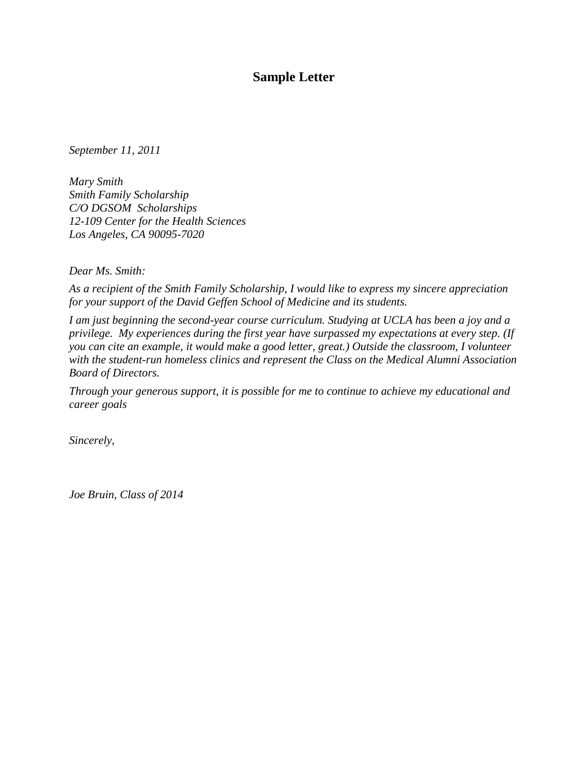# Sample Letter

*September 11, 2011*

*Mary Smith*
*Smith Family Scholarship*
*C/O DGSOM  Scholarships*
*12-109 Center for the Health Sciences*
*Los Angeles, CA 90095-7020*

*Dear Ms. Smith:*

*As a recipient of the Smith Family Scholarship, I would like to express my sincere appreciation for your support of the David Geffen School of Medicine and its students.*

*I am just beginning the second-year course curriculum. Studying at UCLA has been a joy and a privilege.  My experiences during the first year have surpassed my expectations at every step. (If you can cite an example, it would make a good letter, great.) Outside the classroom, I volunteer with the student-run homeless clinics and represent the Class on the Medical Alumni Association Board of Directors.*

*Through your generous support, it is possible for me to continue to achieve my educational and career goals*

*Sincerely,*

*Joe Bruin, Class of 2014*